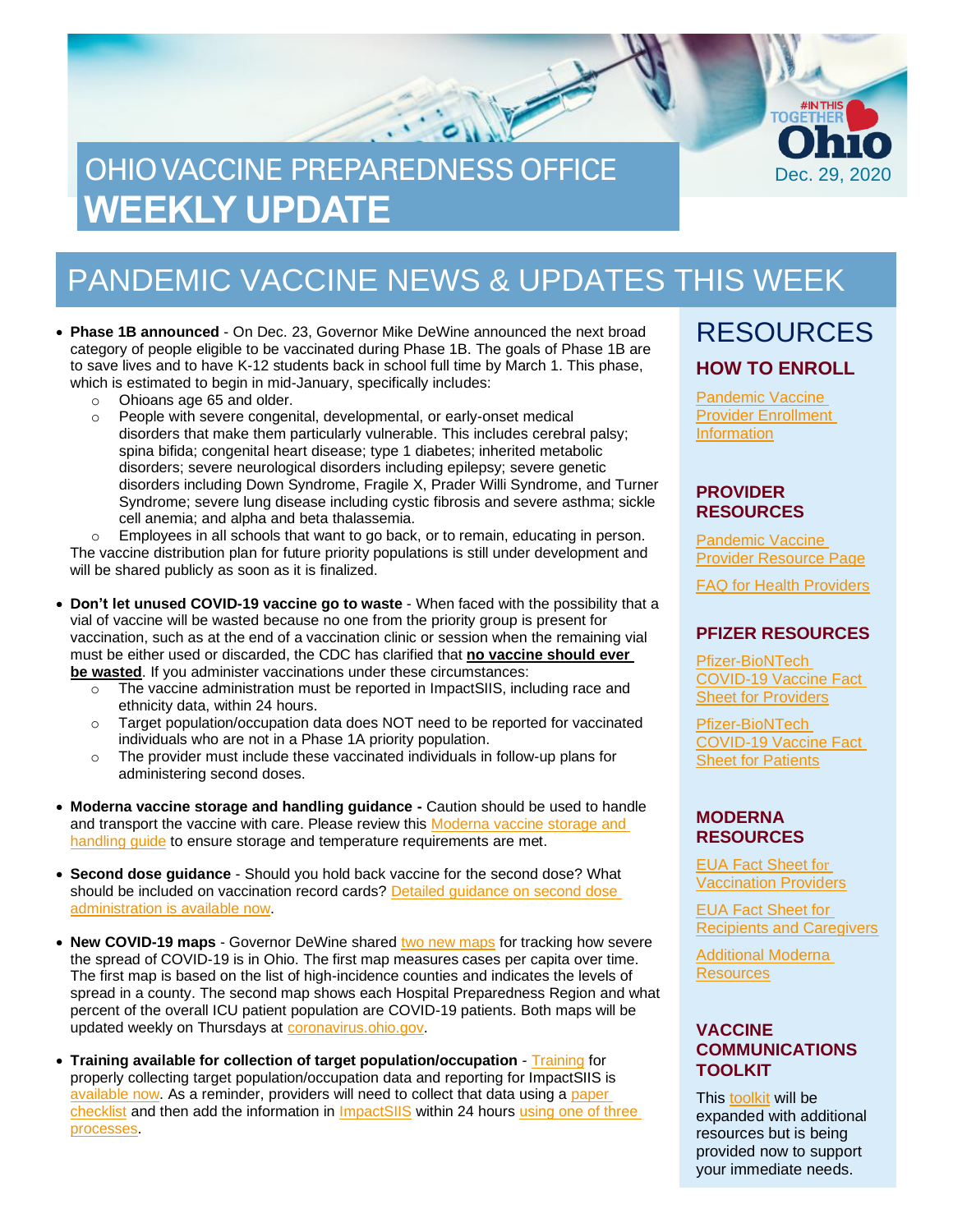# OHIO VACCINE PREPAREDNESS OFFICE **WEEKLY UPDATE**

#INTHIS TOGETHER Ohio

Dec. 29, 2020

## PANDEMIC VACCINE NEWS & UPDATES THIS WEEK

- **Phase 1B announced** - On Dec. 23, Governor Mike DeWine announced the next broad category of people eligible to be vaccinated during Phase 1B. The goals of Phase 1B are to save lives and to have K-12 students back in school full time by March 1. This phase, which is estimated to begin in mid-January, specifically includes:
  - Ohioans age 65 and older.
  - People with severe congenital, developmental, or early-onset medical disorders that make them particularly vulnerable. This includes cerebral palsy; spina bifida; congenital heart disease; type 1 diabetes; inherited metabolic disorders; severe neurological disorders including epilepsy; severe genetic disorders including Down Syndrome, Fragile X, Prader Willi Syndrome, and Turner Syndrome; severe lung disease including cystic fibrosis and severe asthma; sickle cell anemia; and alpha and beta thalassemia.
  - Employees in all schools that want to go back, or to remain, educating in person.

  The vaccine distribution plan for future priority populations is still under development and will be shared publicly as soon as it is finalized.

- **Don't let unused COVID-19 vaccine go to waste** - When faced with the possibility that a vial of vaccine will be wasted because no one from the priority group is present for vaccination, such as at the end of a vaccination clinic or session when the remaining vial must be either used or discarded, the CDC has clarified that **no vaccine should ever be wasted**. If you administer vaccinations under these circumstances:
  - The vaccine administration must be reported in ImpactSIIS, including race and ethnicity data, within 24 hours.
  - Target population/occupation data does NOT need to be reported for vaccinated individuals who are not in a Phase 1A priority population.
  - The provider must include these vaccinated individuals in follow-up plans for administering second doses.

- **Moderna vaccine storage and handling guidance -** Caution should be used to handle and transport the vaccine with care. Please review this Moderna vaccine storage and handling guide to ensure storage and temperature requirements are met.

- **Second dose guidance** - Should you hold back vaccine for the second dose? What should be included on vaccination record cards? Detailed guidance on second dose administration is available now.

- **New COVID-19 maps** - Governor DeWine shared two new maps for tracking how severe the spread of COVID-19 is in Ohio. The first map measures cases per capita over time. The first map is based on the list of high-incidence counties and indicates the levels of spread in a county. The second map shows each Hospital Preparedness Region and what percent of the overall ICU patient population are COVID-19 patients. Both maps will be updated weekly on Thursdays at coronavirus.ohio.gov.

- **Training available for collection of target population/occupation** - Training for properly collecting target population/occupation data and reporting for ImpactSIIS is available now. As a reminder, providers will need to collect that data using a paper checklist and then add the information in ImpactSIIS within 24 hours using one of three processes.

## RESOURCES

### HOW TO ENROLL

Pandemic Vaccine Provider Enrollment Information

### PROVIDER RESOURCES

Pandemic Vaccine Provider Resource Page

FAQ for Health Providers

### PFIZER RESOURCES

Pfizer-BioNTech COVID-19 Vaccine Fact Sheet for Providers

Pfizer-BioNTech COVID-19 Vaccine Fact Sheet for Patients

### MODERNA RESOURCES

EUA Fact Sheet for Vaccination Providers

EUA Fact Sheet for Recipients and Caregivers

Additional Moderna Resources

### VACCINE COMMUNICATIONS TOOLKIT

This toolkit will be expanded with additional resources but is being provided now to support your immediate needs.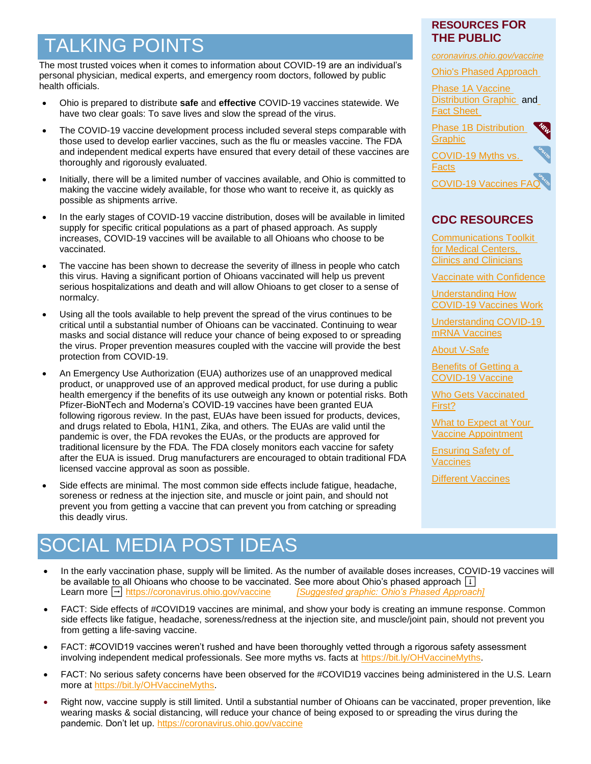# TALKING POINTS

The most trusted voices when it comes to information about COVID-19 are an individual's personal physician, medical experts, and emergency room doctors, followed by public health officials.

- Ohio is prepared to distribute **safe** and **effective** COVID-19 vaccines statewide. We have two clear goals: To save lives and slow the spread of the virus.
- The COVID-19 vaccine development process included several steps comparable with those used to develop earlier vaccines, such as the flu or measles vaccine. The FDA and independent medical experts have ensured that every detail of these vaccines are thoroughly and rigorously evaluated.
- Initially, there will be a limited number of vaccines available, and Ohio is committed to making the vaccine widely available, for those who want to receive it, as quickly as possible as shipments arrive.
- In the early stages of COVID-19 vaccine distribution, doses will be available in limited supply for specific critical populations as a part of phased approach. As supply increases, COVID-19 vaccines will be available to all Ohioans who choose to be vaccinated.
- The vaccine has been shown to decrease the severity of illness in people who catch this virus. Having a significant portion of Ohioans vaccinated will help us prevent serious hospitalizations and death and will allow Ohioans to get closer to a sense of normalcy.
- Using all the tools available to help prevent the spread of the virus continues to be critical until a substantial number of Ohioans can be vaccinated. Continuing to wear masks and social distance will reduce your chance of being exposed to or spreading the virus. Proper prevention measures coupled with the vaccine will provide the best protection from COVID-19.
- An Emergency Use Authorization (EUA) authorizes use of an unapproved medical product, or unapproved use of an approved medical product, for use during a public health emergency if the benefits of its use outweigh any known or potential risks. Both Pfizer-BioNTech and Moderna's COVID-19 vaccines have been granted EUA following rigorous review. In the past, EUAs have been issued for products, devices, and drugs related to Ebola, H1N1, Zika, and others. The EUAs are valid until the pandemic is over, the FDA revokes the EUAs, or the products are approved for traditional licensure by the FDA. The FDA closely monitors each vaccine for safety after the EUA is issued. Drug manufacturers are encouraged to obtain traditional FDA licensed vaccine approval as soon as possible.
- Side effects are minimal. The most common side effects include fatigue, headache, soreness or redness at the injection site, and muscle or joint pain, and should not prevent you from getting a vaccine that can prevent you from catching or spreading this deadly virus.

## RESOURCES FOR THE PUBLIC

*coronavirus.ohio.gov/vaccine*

Ohio's Phased Approach

Phase 1A Vaccine Distribution Graphic and Fact Sheet

Phase 1B Distribution Graphic (NEW)

COVID-19 Myths vs. Facts (UPDATED)

COVID-19 Vaccines FAQ (UPDATED)

## CDC RESOURCES

Communications Toolkit for Medical Centers, Clinics and Clinicians

Vaccinate with Confidence

Understanding How COVID-19 Vaccines Work

Understanding COVID-19 mRNA Vaccines

About V-Safe

Benefits of Getting a COVID-19 Vaccine

Who Gets Vaccinated First?

What to Expect at Your Vaccine Appointment

Ensuring Safety of Vaccines

Different Vaccines

# SOCIAL MEDIA POST IDEAS

- In the early vaccination phase, supply will be limited. As the number of available doses increases, COVID-19 vaccines will be available to all Ohioans who choose to be vaccinated. See more about Ohio's phased approach ↓ Learn more → https://coronavirus.ohio.gov/vaccine *[Suggested graphic: Ohio's Phased Approach]*
- FACT: Side effects of #COVID19 vaccines are minimal, and show your body is creating an immune response. Common side effects like fatigue, headache, soreness/redness at the injection site, and muscle/joint pain, should not prevent you from getting a life-saving vaccine.
- FACT: #COVID19 vaccines weren't rushed and have been thoroughly vetted through a rigorous safety assessment involving independent medical professionals. See more myths vs. facts at https://bit.ly/OHVaccineMyths.
- FACT: No serious safety concerns have been observed for the #COVID19 vaccines being administered in the U.S. Learn more at https://bit.ly/OHVaccineMyths.
- Right now, vaccine supply is still limited. Until a substantial number of Ohioans can be vaccinated, proper prevention, like wearing masks & social distancing, will reduce your chance of being exposed to or spreading the virus during the pandemic. Don't let up. https://coronavirus.ohio.gov/vaccine